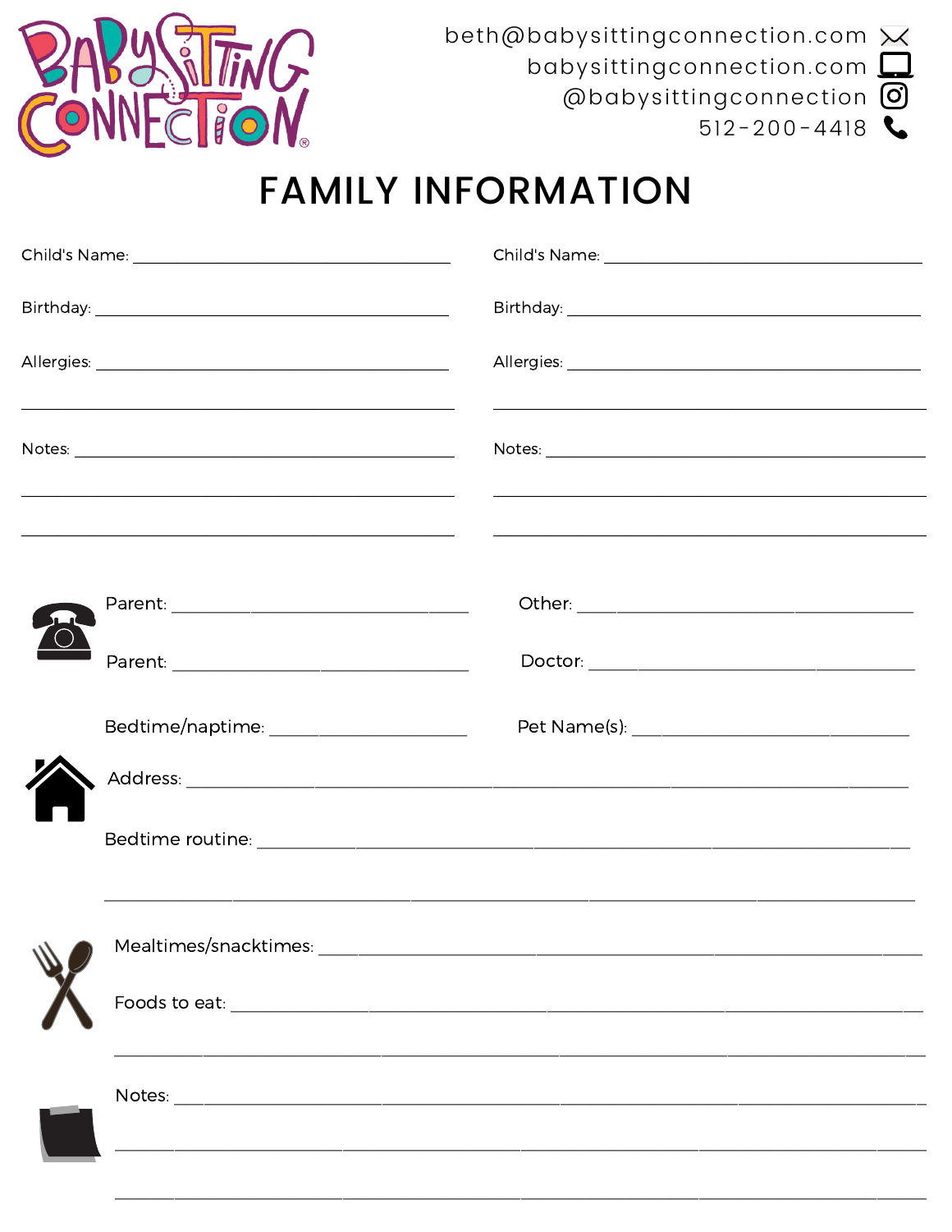BABYSITTING CONNECTION®

beth@babysittingconnection.com
babysittingconnection.com
@babysittingconnection
512-200-4418

# FAMILY INFORMATION

Child's Name: ______________________________

Birthday: ______________________________

Allergies: ______________________________

______________________________

Notes: ______________________________

______________________________

______________________________

Child's Name: ______________________________

Birthday: ______________________________

Allergies: ______________________________

______________________________

Notes: ______________________________

______________________________

______________________________

Parent: ______________________________

Parent: ______________________________

Other: ______________________________

Doctor: ______________________________

Bedtime/naptime: ____________________

Pet Name(s): ____________________

Address: ______________________________________________________________

Bedtime routine: ______________________________________________________________

______________________________________________________________

Mealtimes/snacktimes: ______________________________________________________________

Foods to eat: ______________________________________________________________

______________________________________________________________

Notes: ______________________________________________________________

______________________________________________________________

______________________________________________________________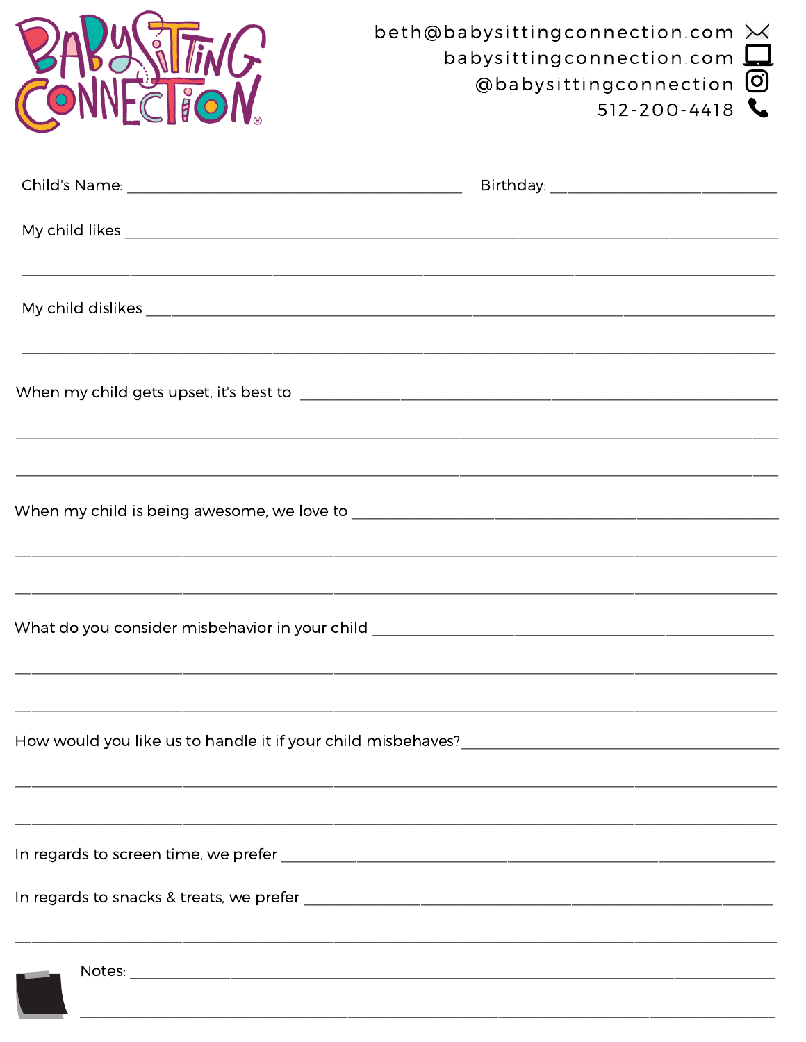# BABYSITTING CONNECTION

beth@babysittingconnection.com
babysittingconnection.com
@babysittingconnection
512-200-4418

Child's Name: ______________________________ Birthday: ____________________

My child likes ________________________________________________________________

________________________________________________________________________

My child dislikes ______________________________________________________________

________________________________________________________________________

When my child gets upset, it's best to ____________________________________________

________________________________________________________________________

________________________________________________________________________

When my child is being awesome, we love to _______________________________________

________________________________________________________________________

________________________________________________________________________

What do you consider misbehavior in your child ____________________________________

________________________________________________________________________

________________________________________________________________________

How would you like us to handle it if your child misbehaves? __________________________

________________________________________________________________________

________________________________________________________________________

In regards to screen time, we prefer ______________________________________________

In regards to snacks & treats, we prefer __________________________________________

________________________________________________________________________

Notes: _________________________________________________________________

________________________________________________________________________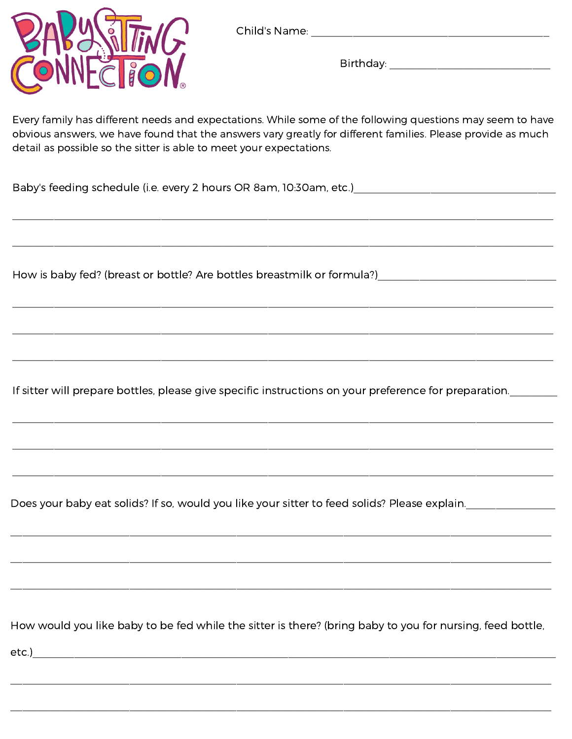BABYSITTING CONNECTION®

Child's Name: ___________________________________________

Birthday: ______________________________

Every family has different needs and expectations. While some of the following questions may seem to have obvious answers, we have found that the answers vary greatly for different families. Please provide as much detail as possible so the sitter is able to meet your expectations.

Baby's feeding schedule (i.e. every 2 hours OR 8am, 10:30am, etc.)___________________________________

_____________________________________________________________________________________

_____________________________________________________________________________________

How is baby fed? (breast or bottle? Are bottles breastmilk or formula?)______________________________

_____________________________________________________________________________________

_____________________________________________________________________________________

_____________________________________________________________________________________

If sitter will prepare bottles, please give specific instructions on your preference for preparation.________

_____________________________________________________________________________________

_____________________________________________________________________________________

_____________________________________________________________________________________

Does your baby eat solids? If so, would you like your sitter to feed solids? Please explain.______________

_____________________________________________________________________________________

_____________________________________________________________________________________

_____________________________________________________________________________________

How would you like baby to be fed while the sitter is there? (bring baby to you for nursing, feed bottle, etc.)_________________________________________________________________________________

_____________________________________________________________________________________

_____________________________________________________________________________________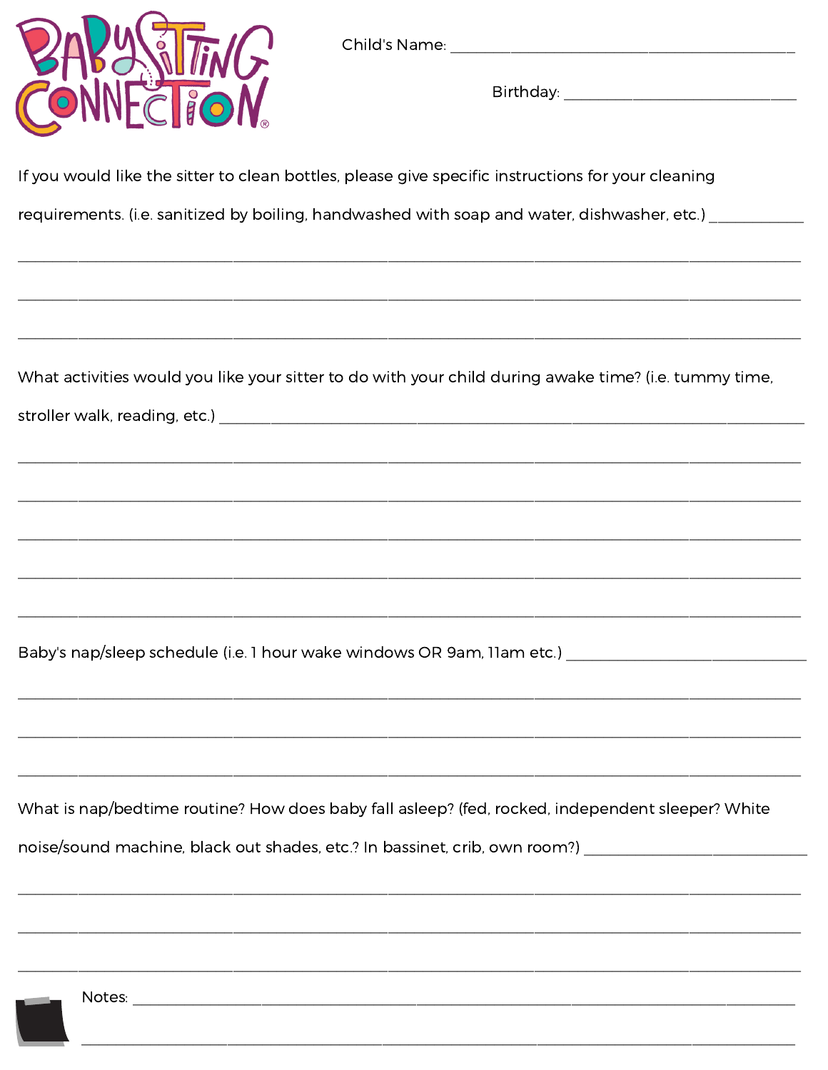Child's Name: ______________________________

Birthday: ______________________

If you would like the sitter to clean bottles, please give specific instructions for your cleaning requirements. (i.e. sanitized by boiling, handwashed with soap and water, dishwasher, etc.) ________

______________________________________________________________________

______________________________________________________________________

______________________________________________________________________

What activities would you like your sitter to do with your child during awake time? (i.e. tummy time, stroller walk, reading, etc.) ______________________________________________

______________________________________________________________________

______________________________________________________________________

______________________________________________________________________

______________________________________________________________________

______________________________________________________________________

Baby's nap/sleep schedule (i.e. 1 hour wake windows OR 9am, 11am etc.) ____________________

______________________________________________________________________

______________________________________________________________________

______________________________________________________________________

What is nap/bedtime routine? How does baby fall asleep? (fed, rocked, independent sleeper? White noise/sound machine, black out shades, etc.? In bassinet, crib, own room?) __________________

______________________________________________________________________

______________________________________________________________________

______________________________________________________________________

Notes: ________________________________________________________________

______________________________________________________________________